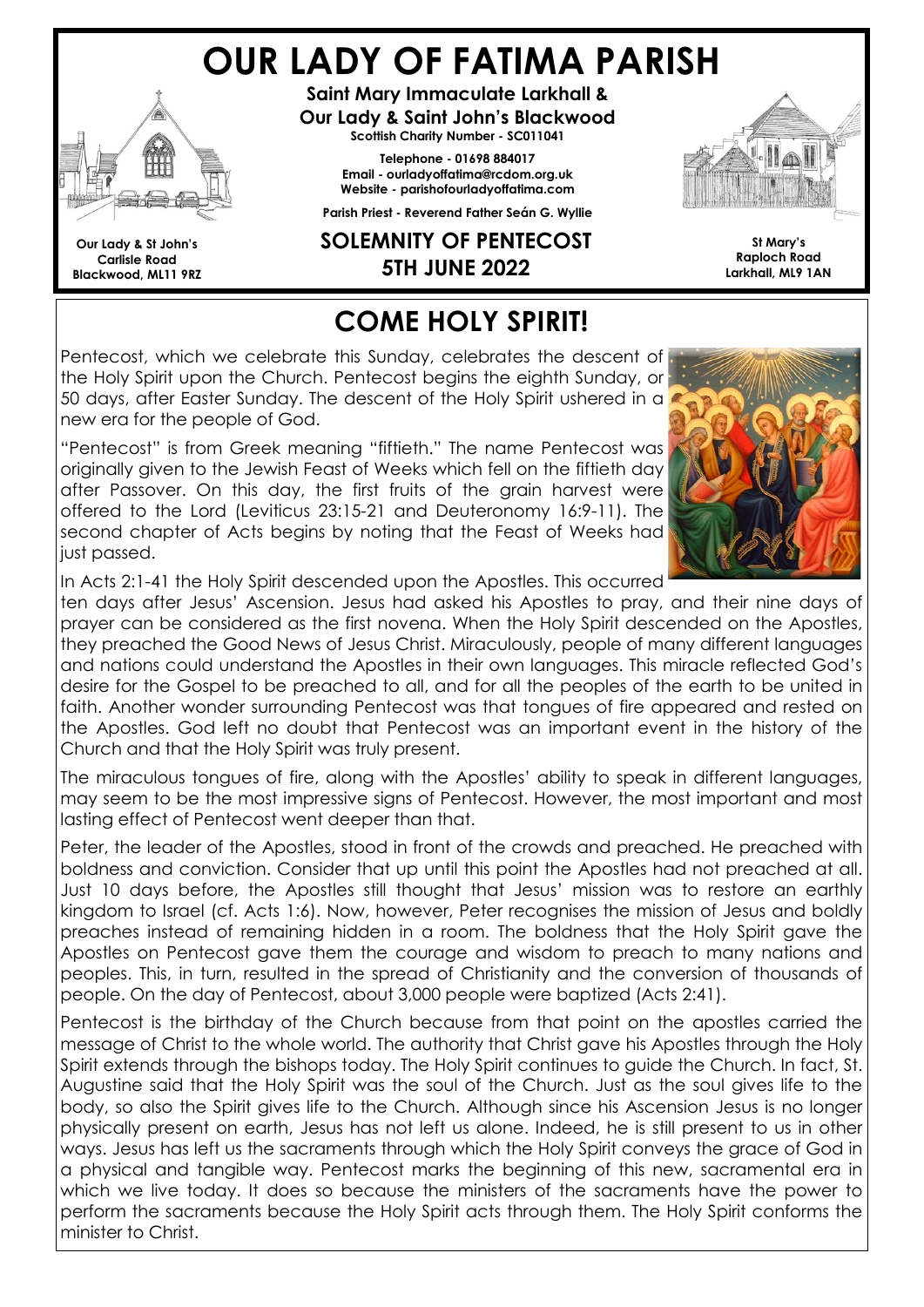# OUR LADY OF FATIMA PARISH

**Saint Mary Immaculate Larkhall &**
**Our Lady & Saint John's Blackwood**
**Scottish Charity Number - SC011041**

**Telephone - 01698 884017**
**Email - ourladyoffatima@rcdom.org.uk**
**Website - parishofourladyoffatima.com**

**Parish Priest - Reverend Father Seán G. Wyllie**

**Our Lady & St John's**
**Carlisle Road**
**Blackwood, ML11 9RZ**

**St Mary's**
**Raploch Road**
**Larkhall, ML9 1AN**

## SOLEMNITY OF PENTECOST
## 5TH JUNE 2022

## COME HOLY SPIRIT!

Pentecost, which we celebrate this Sunday, celebrates the descent of the Holy Spirit upon the Church. Pentecost begins the eighth Sunday, or 50 days, after Easter Sunday. The descent of the Holy Spirit ushered in a new era for the people of God.

"Pentecost" is from Greek meaning "fiftieth." The name Pentecost was originally given to the Jewish Feast of Weeks which fell on the fiftieth day after Passover. On this day, the first fruits of the grain harvest were offered to the Lord (Leviticus 23:15-21 and Deuteronomy 16:9-11). The second chapter of Acts begins by noting that the Feast of Weeks had just passed.

In Acts 2:1-41 the Holy Spirit descended upon the Apostles. This occurred ten days after Jesus' Ascension. Jesus had asked his Apostles to pray, and their nine days of prayer can be considered as the first novena. When the Holy Spirit descended on the Apostles, they preached the Good News of Jesus Christ. Miraculously, people of many different languages and nations could understand the Apostles in their own languages. This miracle reflected God's desire for the Gospel to be preached to all, and for all the peoples of the earth to be united in faith. Another wonder surrounding Pentecost was that tongues of fire appeared and rested on the Apostles. God left no doubt that Pentecost was an important event in the history of the Church and that the Holy Spirit was truly present.

The miraculous tongues of fire, along with the Apostles' ability to speak in different languages, may seem to be the most impressive signs of Pentecost. However, the most important and most lasting effect of Pentecost went deeper than that.

Peter, the leader of the Apostles, stood in front of the crowds and preached. He preached with boldness and conviction. Consider that up until this point the Apostles had not preached at all. Just 10 days before, the Apostles still thought that Jesus' mission was to restore an earthly kingdom to Israel (cf. Acts 1:6). Now, however, Peter recognises the mission of Jesus and boldly preaches instead of remaining hidden in a room. The boldness that the Holy Spirit gave the Apostles on Pentecost gave them the courage and wisdom to preach to many nations and peoples. This, in turn, resulted in the spread of Christianity and the conversion of thousands of people. On the day of Pentecost, about 3,000 people were baptized (Acts 2:41).

Pentecost is the birthday of the Church because from that point on the apostles carried the message of Christ to the whole world. The authority that Christ gave his Apostles through the Holy Spirit extends through the bishops today. The Holy Spirit continues to guide the Church. In fact, St. Augustine said that the Holy Spirit was the soul of the Church. Just as the soul gives life to the body, so also the Spirit gives life to the Church. Although since his Ascension Jesus is no longer physically present on earth, Jesus has not left us alone. Indeed, he is still present to us in other ways. Jesus has left us the sacraments through which the Holy Spirit conveys the grace of God in a physical and tangible way. Pentecost marks the beginning of this new, sacramental era in which we live today. It does so because the ministers of the sacraments have the power to perform the sacraments because the Holy Spirit acts through them. The Holy Spirit conforms the minister to Christ.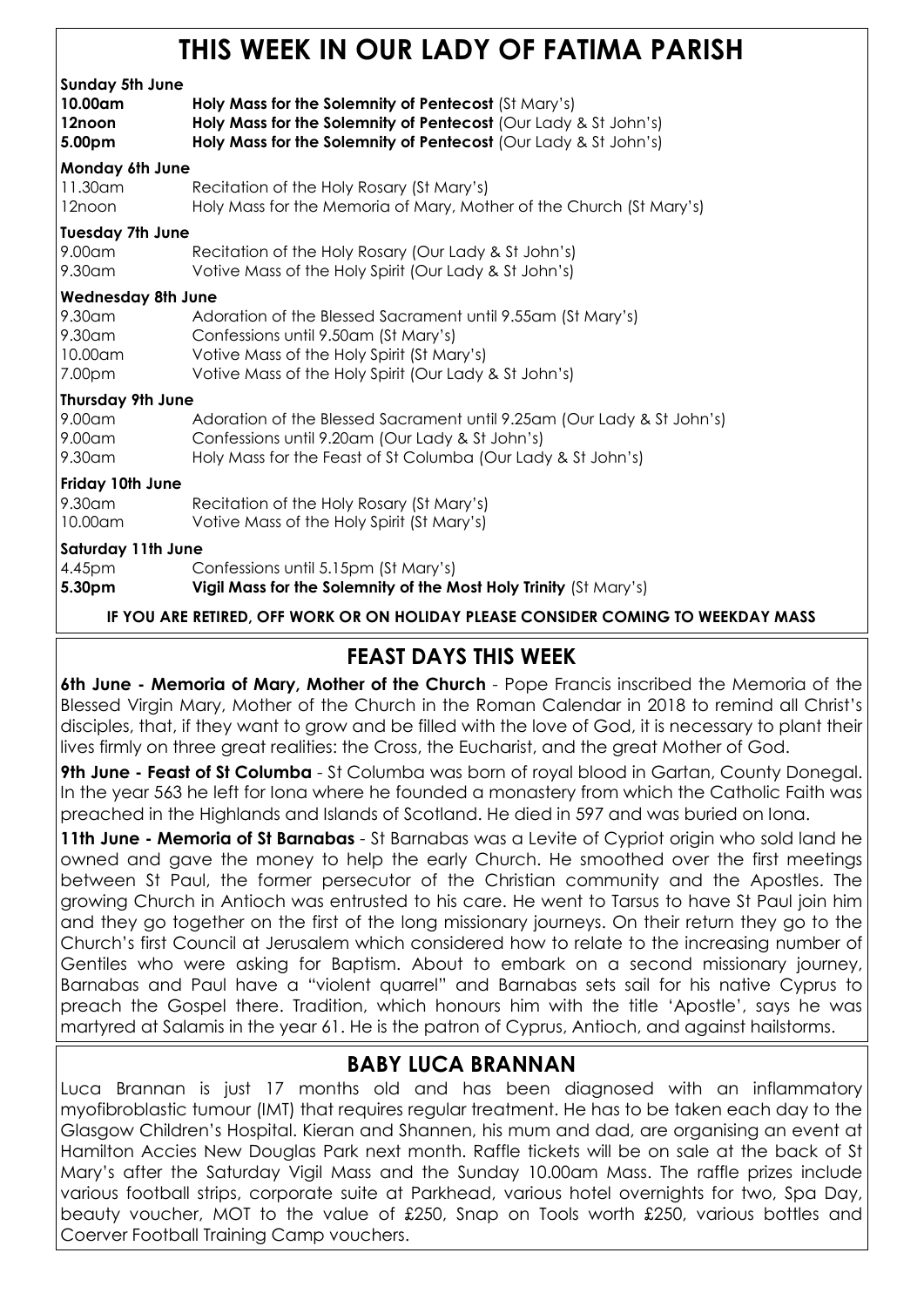# THIS WEEK IN OUR LADY OF FATIMA PARISH

**Sunday 5th June**

| | |
|---|---|
| **10.00am** | **Holy Mass for the Solemnity of Pentecost** (St Mary's) |
| **12noon** | **Holy Mass for the Solemnity of Pentecost** (Our Lady & St John's) |
| **5.00pm** | **Holy Mass for the Solemnity of Pentecost** (Our Lady & St John's) |

**Monday 6th June**

| | |
|---|---|
| 11.30am | Recitation of the Holy Rosary (St Mary's) |
| 12noon | Holy Mass for the Memoria of Mary, Mother of the Church (St Mary's) |

**Tuesday 7th June**

| | |
|---|---|
| 9.00am | Recitation of the Holy Rosary (Our Lady & St John's) |
| 9.30am | Votive Mass of the Holy Spirit (Our Lady & St John's) |

**Wednesday 8th June**

| | |
|---|---|
| 9.30am | Adoration of the Blessed Sacrament until 9.55am (St Mary's) |
| 9.30am | Confessions until 9.50am (St Mary's) |
| 10.00am | Votive Mass of the Holy Spirit (St Mary's) |
| 7.00pm | Votive Mass of the Holy Spirit (Our Lady & St John's) |

**Thursday 9th June**

| | |
|---|---|
| 9.00am | Adoration of the Blessed Sacrament until 9.25am (Our Lady & St John's) |
| 9.00am | Confessions until 9.20am (Our Lady & St John's) |
| 9.30am | Holy Mass for the Feast of St Columba (Our Lady & St John's) |

**Friday 10th June**

| | |
|---|---|
| 9.30am | Recitation of the Holy Rosary (St Mary's) |
| 10.00am | Votive Mass of the Holy Spirit (St Mary's) |

**Saturday 11th June**

| | |
|---|---|
| 4.45pm | Confessions until 5.15pm (St Mary's) |
| **5.30pm** | **Vigil Mass for the Solemnity of the Most Holy Trinity** (St Mary's) |

**IF YOU ARE RETIRED, OFF WORK OR ON HOLIDAY PLEASE CONSIDER COMING TO WEEKDAY MASS**

## FEAST DAYS THIS WEEK

**6th June - Memoria of Mary, Mother of the Church** - Pope Francis inscribed the Memoria of the Blessed Virgin Mary, Mother of the Church in the Roman Calendar in 2018 to remind all Christ's disciples, that, if they want to grow and be filled with the love of God, it is necessary to plant their lives firmly on three great realities: the Cross, the Eucharist, and the great Mother of God.

**9th June - Feast of St Columba** - St Columba was born of royal blood in Gartan, County Donegal. In the year 563 he left for Iona where he founded a monastery from which the Catholic Faith was preached in the Highlands and Islands of Scotland. He died in 597 and was buried on Iona.

**11th June - Memoria of St Barnabas** - St Barnabas was a Levite of Cypriot origin who sold land he owned and gave the money to help the early Church. He smoothed over the first meetings between St Paul, the former persecutor of the Christian community and the Apostles. The growing Church in Antioch was entrusted to his care. He went to Tarsus to have St Paul join him and they go together on the first of the long missionary journeys. On their return they go to the Church's first Council at Jerusalem which considered how to relate to the increasing number of Gentiles who were asking for Baptism. About to embark on a second missionary journey, Barnabas and Paul have a "violent quarrel" and Barnabas sets sail for his native Cyprus to preach the Gospel there. Tradition, which honours him with the title 'Apostle', says he was martyred at Salamis in the year 61. He is the patron of Cyprus, Antioch, and against hailstorms.

## BABY LUCA BRANNAN

Luca Brannan is just 17 months old and has been diagnosed with an inflammatory myofibroblastic tumour (IMT) that requires regular treatment. He has to be taken each day to the Glasgow Children's Hospital. Kieran and Shannen, his mum and dad, are organising an event at Hamilton Accies New Douglas Park next month. Raffle tickets will be on sale at the back of St Mary's after the Saturday Vigil Mass and the Sunday 10.00am Mass. The raffle prizes include various football strips, corporate suite at Parkhead, various hotel overnights for two, Spa Day, beauty voucher, MOT to the value of £250, Snap on Tools worth £250, various bottles and Coerver Football Training Camp vouchers.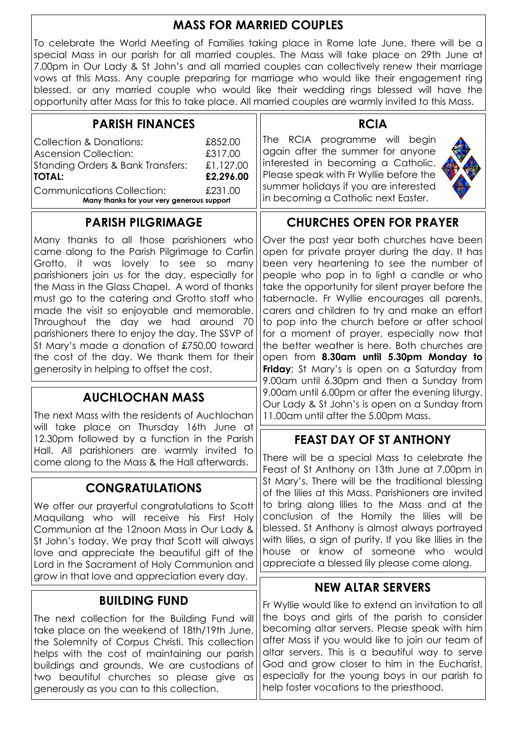## MASS FOR MARRIED COUPLES

To celebrate the World Meeting of Families taking place in Rome late June, there will be a special Mass in our parish for all married couples. The Mass will take place on 29th June at 7.00pm in Our Lady & St John's and all married couples can collectively renew their marriage vows at this Mass. Any couple preparing for marriage who would like their engagement ring blessed, or any married couple who would like their wedding rings blessed will have the opportunity after Mass for this to take place. All married couples are warmly invited to this Mass.

## PARISH FINANCES

| | |
|---|---|
| Collection & Donations: | £852.00 |
| Ascension Collection: | £317.00 |
| Standing Orders & Bank Transfers: | £1,127.00 |
| **TOTAL:** | **£2,296.00** |
| Communications Collection: | £231.00 |

**Many thanks for your very generous support**

## PARISH PILGRIMAGE

Many thanks to all those parishioners who came along to the Parish Pilgrimage to Carfin Grotto, it was lovely to see so many parishioners join us for the day, especially for the Mass in the Glass Chapel. A word of thanks must go to the catering and Grotto staff who made the visit so enjoyable and memorable. Throughout the day we had around 70 parishioners there to enjoy the day. The SSVP of St Mary's made a donation of £750.00 toward the cost of the day. We thank them for their generosity in helping to offset the cost.

## AUCHLOCHAN MASS

The next Mass with the residents of Auchlochan will take place on Thursday 16th June at 12.30pm followed by a function in the Parish Hall. All parishioners are warmly invited to come along to the Mass & the Hall afterwards.

## CONGRATULATIONS

We offer our prayerful congratulations to Scott Maquilang who will receive his First Holy Communion at the 12noon Mass in Our Lady & St John's today. We pray that Scott will always love and appreciate the beautiful gift of the Lord in the Sacrament of Holy Communion and grow in that love and appreciation every day.

## BUILDING FUND

The next collection for the Building Fund will take place on the weekend of 18th/19th June, the Solemnity of Corpus Christi. This collection helps with the cost of maintaining our parish buildings and grounds. We are custodians of two beautiful churches so please give as generously as you can to this collection.

## RCIA

The RCIA programme will begin again after the summer for anyone interested in becoming a Catholic. Please speak with Fr Wyllie before the summer holidays if you are interested in becoming a Catholic next Easter.

## CHURCHES OPEN FOR PRAYER

Over the past year both churches have been open for private prayer during the day. It has been very heartening to see the number of people who pop in to light a candle or who take the opportunity for silent prayer before the tabernacle. Fr Wyllie encourages all parents, carers and children to try and make an effort to pop into the church before or after school for a moment of prayer, especially now that the better weather is here. Both churches are open from **8.30am until 5.30pm Monday to Friday**; St Mary's is open on a Saturday from 9.00am until 6.30pm and then a Sunday from 9.00am until 6.00pm or after the evening liturgy. Our Lady & St John's is open on a Sunday from 11.00am until after the 5.00pm Mass.

## FEAST DAY OF ST ANTHONY

There will be a special Mass to celebrate the Feast of St Anthony on 13th June at 7.00pm in St Mary's. There will be the traditional blessing of the lilies at this Mass. Parishioners are invited to bring along lilies to the Mass and at the conclusion of the Homily the lilies will be blessed. St Anthony is almost always portrayed with lilies, a sign of purity. If you like lilies in the house or know of someone who would appreciate a blessed lily please come along.

## NEW ALTAR SERVERS

Fr Wyllie would like to extend an invitation to all the boys and girls of the parish to consider becoming altar servers. Please speak with him after Mass if you would like to join our team of altar servers. This is a beautiful way to serve God and grow closer to him in the Eucharist, especially for the young boys in our parish to help foster vocations to the priesthood.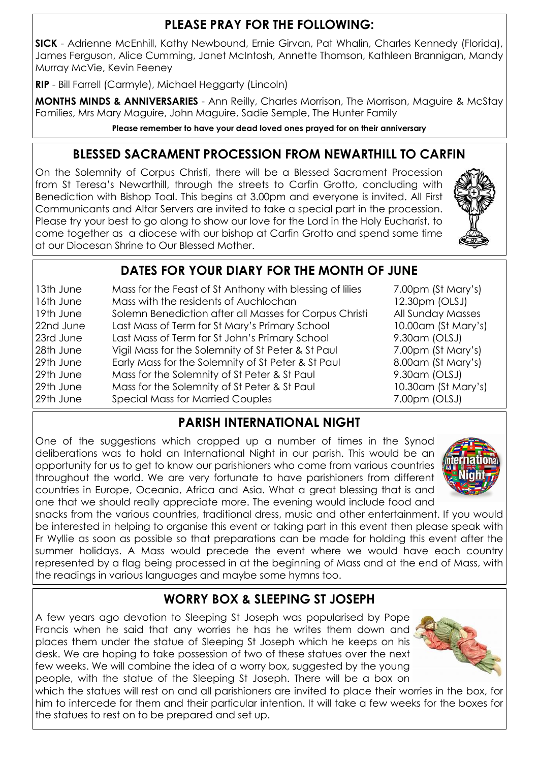## PLEASE PRAY FOR THE FOLLOWING:

**SICK** - Adrienne McEnhill, Kathy Newbound, Ernie Girvan, Pat Whalin, Charles Kennedy (Florida), James Ferguson, Alice Cumming, Janet McIntosh, Annette Thomson, Kathleen Brannigan, Mandy Murray McVie, Kevin Feeney

**RIP** - Bill Farrell (Carmyle), Michael Heggarty (Lincoln)

**MONTHS MINDS & ANNIVERSARIES** - Ann Reilly, Charles Morrison, The Morrison, Maguire & McStay Families, Mrs Mary Maguire, John Maguire, Sadie Semple, The Hunter Family

**Please remember to have your dead loved ones prayed for on their anniversary**

## BLESSED SACRAMENT PROCESSION FROM NEWARTHILL TO CARFIN

On the Solemnity of Corpus Christi, there will be a Blessed Sacrament Procession from St Teresa's Newarthill, through the streets to Carfin Grotto, concluding with Benediction with Bishop Toal. This begins at 3.00pm and everyone is invited. All First Communicants and Altar Servers are invited to take a special part in the procession. Please try your best to go along to show our love for the Lord in the Holy Eucharist, to come together as a diocese with our bishop at Carfin Grotto and spend some time at our Diocesan Shrine to Our Blessed Mother.

## DATES FOR YOUR DIARY FOR THE MONTH OF JUNE

| | | |
|---|---|---|
| 13th June | Mass for the Feast of St Anthony with blessing of lilies | 7.00pm (St Mary's) |
| 16th June | Mass with the residents of Auchlochan | 12.30pm (OLSJ) |
| 19th June | Solemn Benediction after all Masses for Corpus Christi | All Sunday Masses |
| 22nd June | Last Mass of Term for St Mary's Primary School | 10.00am (St Mary's) |
| 23rd June | Last Mass of Term for St John's Primary School | 9.30am (OLSJ) |
| 28th June | Vigil Mass for the Solemnity of St Peter & St Paul | 7.00pm (St Mary's) |
| 29th June | Early Mass for the Solemnity of St Peter & St Paul | 8.00am (St Mary's) |
| 29th June | Mass for the Solemnity of St Peter & St Paul | 9.30am (OLSJ) |
| 29th June | Mass for the Solemnity of St Peter & St Paul | 10.30am (St Mary's) |
| 29th June | Special Mass for Married Couples | 7.00pm (OLSJ) |

## PARISH INTERNATIONAL NIGHT

One of the suggestions which cropped up a number of times in the Synod deliberations was to hold an International Night in our parish. This would be an opportunity for us to get to know our parishioners who come from various countries throughout the world. We are very fortunate to have parishioners from different countries in Europe, Oceania, Africa and Asia. What a great blessing that is and one that we should really appreciate more. The evening would include food and snacks from the various countries, traditional dress, music and other entertainment. If you would be interested in helping to organise this event or taking part in this event then please speak with Fr Wyllie as soon as possible so that preparations can be made for holding this event after the summer holidays. A Mass would precede the event where we would have each country represented by a flag being processed in at the beginning of Mass and at the end of Mass, with the readings in various languages and maybe some hymns too.

## WORRY BOX & SLEEPING ST JOSEPH

A few years ago devotion to Sleeping St Joseph was popularised by Pope Francis when he said that any worries he has he writes them down and places them under the statue of Sleeping St Joseph which he keeps on his desk. We are hoping to take possession of two of these statues over the next few weeks. We will combine the idea of a worry box, suggested by the young people, with the statue of the Sleeping St Joseph. There will be a box on which the statues will rest on and all parishioners are invited to place their worries in the box, for him to intercede for them and their particular intention. It will take a few weeks for the boxes for the statues to rest on to be prepared and set up.